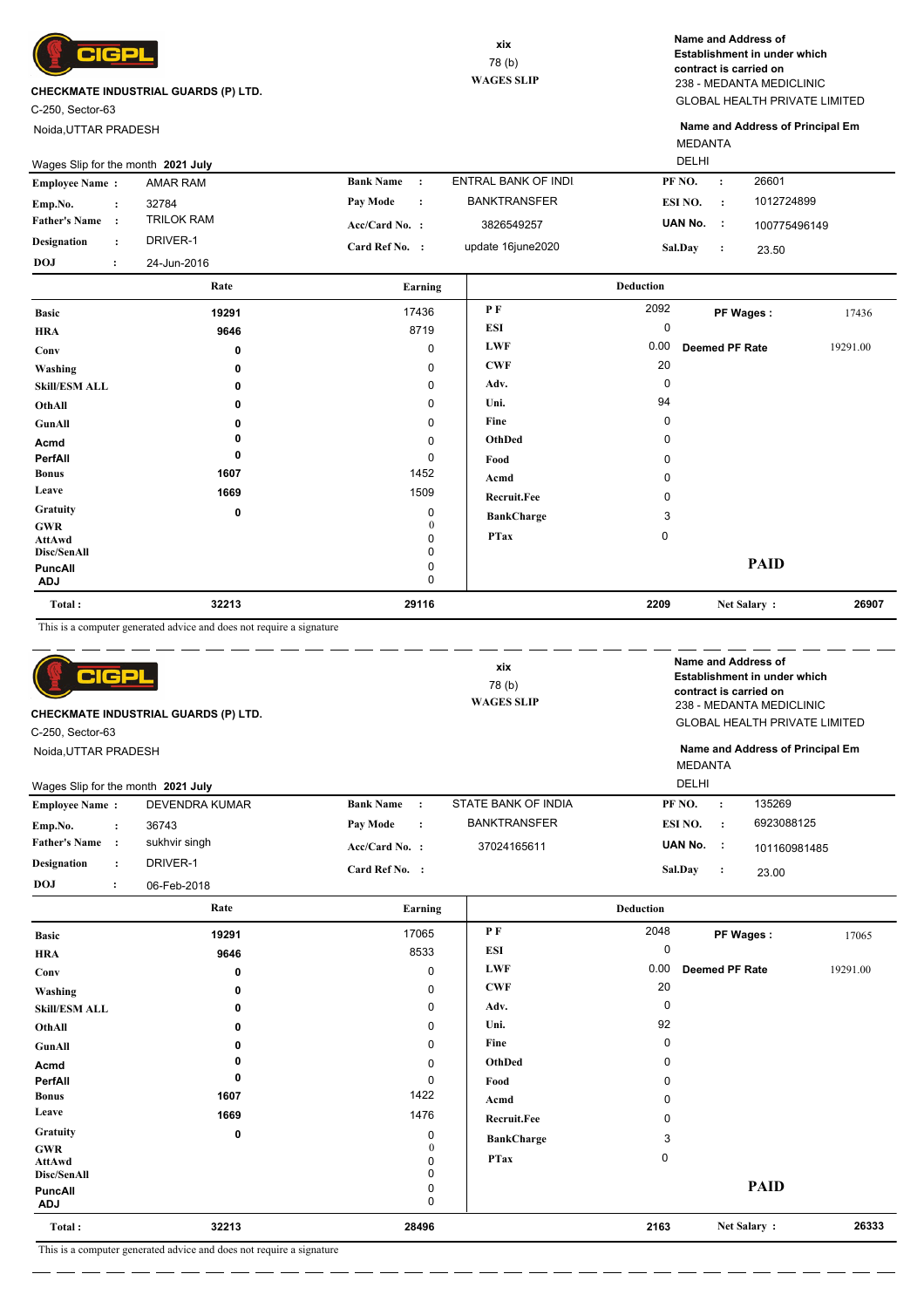CIGPL

**CHECKMATE INDUSTRIAL GUARDS (P) LTD.**
C-250, Sector-63
Noida,UTTAR PRADESH

xix
78 (b)
**WAGES SLIP**

**Name and Address of Establishment in under which contract is carried on**
238 - MEDANTA MEDICLINIC
GLOBAL HEALTH PRIVATE LIMITED

**Name and Address of Principal Em**
MEDANTA
DELHI

Wages Slip for the month **2021 July**

| | | | | | |
|---|---|---|---|---|---|
| **Employee Name :** | AMAR RAM | **Bank Name :** | ENTRAL BANK OF INDI | **PF NO. :** | 26601 |
| **Emp.No. :** | 32784 | **Pay Mode :** | BANKTRANSFER | **ESI NO. :** | 1012724899 |
| **Father's Name :** | TRILOK RAM | **Acc/Card No. :** | 3826549257 | **UAN No. :** | 100775496149 |
| **Designation :** | DRIVER-1 | **Card Ref No. :** | update 16june2020 | **Sal.Day :** | 23.50 |
| **DOJ :** | 24-Jun-2016 | | | | |

| | Rate | Earning | Deduction | | | |
|---|---|---|---|---|---|---|
| **Basic** | 19291 | 17436 | **P F** | 2092 | **PF Wages :** | 17436 |
| **HRA** | 9646 | 8719 | **ESI** | 0 | | |
| **Conv** | 0 | 0 | **LWF** | 0.00 | **Deemed PF Rate** | 19291.00 |
| **Washing** | 0 | 0 | **CWF** | 20 | | |
| **Skill/ESM ALL** | 0 | 0 | **Adv.** | 0 | | |
| **OthAll** | 0 | 0 | **Uni.** | 94 | | |
| **GunAll** | 0 | 0 | **Fine** | 0 | | |
| **Acmd** | 0 | 0 | **OthDed** | 0 | | |
| **PerfAll** | 0 | 0 | **Food** | 0 | | |
| **Bonus** | 1607 | 1452 | **Acmd** | 0 | | |
| **Leave** | 1669 | 1509 | **Recruit.Fee** | 0 | | |
| **Gratuity** | 0 | 0 | **BankCharge** | 3 | | |
| **GWR** | | 0 | **PTax** | 0 | | |
| **AttAwd** | | 0 | | | | |
| **Disc/SenAll** | | 0 | | | | |
| **PuncAll** | | 0 | | | **PAID** | |
| **ADJ** | | 0 | | | | |
| **Total :** | 32213 | 29116 | | 2209 | **Net Salary :** | 26907 |

This is a computer generated advice and does not require a signature

---

CIGPL

**CHECKMATE INDUSTRIAL GUARDS (P) LTD.**
C-250, Sector-63
Noida,UTTAR PRADESH

xix
78 (b)
**WAGES SLIP**

**Name and Address of Establishment in under which contract is carried on**
238 - MEDANTA MEDICLINIC
GLOBAL HEALTH PRIVATE LIMITED

**Name and Address of Principal Em**
MEDANTA
DELHI

Wages Slip for the month **2021 July**

| | | | | | |
|---|---|---|---|---|---|
| **Employee Name :** | DEVENDRA KUMAR | **Bank Name :** | STATE BANK OF INDIA | **PF NO. :** | 135269 |
| **Emp.No. :** | 36743 | **Pay Mode :** | BANKTRANSFER | **ESI NO. :** | 6923088125 |
| **Father's Name :** | sukhvir singh | **Acc/Card No. :** | 37024165611 | **UAN No. :** | 101160981485 |
| **Designation :** | DRIVER-1 | **Card Ref No. :** | | **Sal.Day :** | 23.00 |
| **DOJ :** | 06-Feb-2018 | | | | |

| | Rate | Earning | Deduction | | | |
|---|---|---|---|---|---|---|
| **Basic** | 19291 | 17065 | **P F** | 2048 | **PF Wages :** | 17065 |
| **HRA** | 9646 | 8533 | **ESI** | 0 | | |
| **Conv** | 0 | 0 | **LWF** | 0.00 | **Deemed PF Rate** | 19291.00 |
| **Washing** | 0 | 0 | **CWF** | 20 | | |
| **Skill/ESM ALL** | 0 | 0 | **Adv.** | 0 | | |
| **OthAll** | 0 | 0 | **Uni.** | 92 | | |
| **GunAll** | 0 | 0 | **Fine** | 0 | | |
| **Acmd** | 0 | 0 | **OthDed** | 0 | | |
| **PerfAll** | 0 | 0 | **Food** | 0 | | |
| **Bonus** | 1607 | 1422 | **Acmd** | 0 | | |
| **Leave** | 1669 | 1476 | **Recruit.Fee** | 0 | | |
| **Gratuity** | 0 | 0 | **BankCharge** | 3 | | |
| **GWR** | | 0 | **PTax** | 0 | | |
| **AttAwd** | | 0 | | | | |
| **Disc/SenAll** | | 0 | | | | |
| **PuncAll** | | 0 | | | **PAID** | |
| **ADJ** | | 0 | | | | |
| **Total :** | 32213 | 28496 | | 2163 | **Net Salary :** | 26333 |

This is a computer generated advice and does not require a signature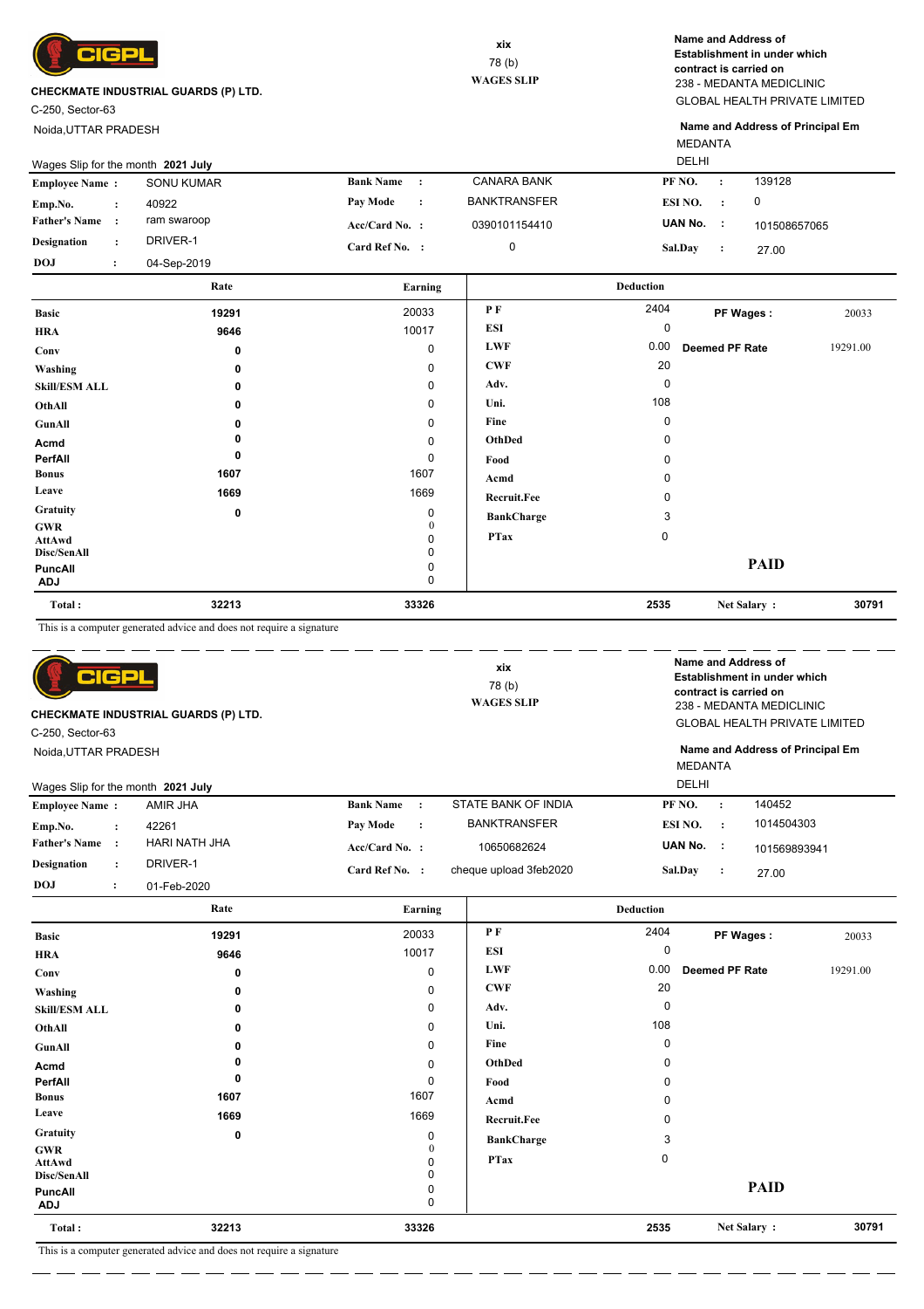**CIGPL**

**CHECKMATE INDUSTRIAL GUARDS (P) LTD.**

C-250, Sector-63

Noida,UTTAR PRADESH

xix

78 (b)

**WAGES SLIP**

**Name and Address of Establishment in under which contract is carried on**

238 - MEDANTA MEDICLINIC

GLOBAL HEALTH PRIVATE LIMITED

**Name and Address of Principal Em**

MEDANTA

DELHI

Wages Slip for the month **2021 July**

| | | | | | |
|---|---|---|---|---|---|
| **Employee Name :** | SONU KUMAR | **Bank Name :** | CANARA BANK | **PF NO. :** | 139128 |
| **Emp.No. :** | 40922 | **Pay Mode :** | BANKTRANSFER | **ESI NO. :** | 0 |
| **Father's Name :** | ram swaroop | **Acc/Card No. :** | 0390101154410 | **UAN No. :** | 101508657065 |
| **Designation :** | DRIVER-1 | **Card Ref No. :** | 0 | **Sal.Day :** | 27.00 |
| **DOJ :** | 04-Sep-2019 | | | | |

| | Rate | Earning | Deduction | | | |
|---|---|---|---|---|---|---|
| **Basic** | 19291 | 20033 | **P F** | 2404 | **PF Wages :** | 20033 |
| **HRA** | 9646 | 10017 | **ESI** | 0 | | |
| **Conv** | 0 | 0 | **LWF** | 0.00 | **Deemed PF Rate** | 19291.00 |
| **Washing** | 0 | 0 | **CWF** | 20 | | |
| **Skill/ESM ALL** | 0 | 0 | **Adv.** | 0 | | |
| **OthAll** | 0 | 0 | **Uni.** | 108 | | |
| **GunAll** | 0 | 0 | **Fine** | 0 | | |
| **Acmd** | 0 | 0 | **OthDed** | 0 | | |
| **PerfAll** | 0 | 0 | **Food** | 0 | | |
| **Bonus** | 1607 | 1607 | **Acmd** | 0 | | |
| **Leave** | 1669 | 1669 | **Recruit.Fee** | 0 | | |
| **Gratuity** | 0 | 0 | **BankCharge** | 3 | | |
| **GWR** | | 0 | **PTax** | 0 | | |
| **AttAwd** | | 0 | | | | |
| **Disc/SenAll** | | 0 | | | | |
| **PuncAll** | | 0 | | | **PAID** | |
| **ADJ** | | 0 | | | | |
| **Total :** | 32213 | 33326 | | 2535 | **Net Salary :** | 30791 |

This is a computer generated advice and does not require a signature

---

**CIGPL**

**CHECKMATE INDUSTRIAL GUARDS (P) LTD.**

C-250, Sector-63

Noida,UTTAR PRADESH

xix

78 (b)

**WAGES SLIP**

**Name and Address of Establishment in under which contract is carried on**

238 - MEDANTA MEDICLINIC

GLOBAL HEALTH PRIVATE LIMITED

**Name and Address of Principal Em**

MEDANTA

DELHI

Wages Slip for the month **2021 July**

| | | | | | |
|---|---|---|---|---|---|
| **Employee Name :** | AMIR JHA | **Bank Name :** | STATE BANK OF INDIA | **PF NO. :** | 140452 |
| **Emp.No. :** | 42261 | **Pay Mode :** | BANKTRANSFER | **ESI NO. :** | 1014504303 |
| **Father's Name :** | HARI NATH JHA | **Acc/Card No. :** | 10650682624 | **UAN No. :** | 101569893941 |
| **Designation :** | DRIVER-1 | **Card Ref No. :** | cheque upload 3feb2020 | **Sal.Day :** | 27.00 |
| **DOJ :** | 01-Feb-2020 | | | | |

| | Rate | Earning | Deduction | | | |
|---|---|---|---|---|---|---|
| **Basic** | 19291 | 20033 | **P F** | 2404 | **PF Wages :** | 20033 |
| **HRA** | 9646 | 10017 | **ESI** | 0 | | |
| **Conv** | 0 | 0 | **LWF** | 0.00 | **Deemed PF Rate** | 19291.00 |
| **Washing** | 0 | 0 | **CWF** | 20 | | |
| **Skill/ESM ALL** | 0 | 0 | **Adv.** | 0 | | |
| **OthAll** | 0 | 0 | **Uni.** | 108 | | |
| **GunAll** | 0 | 0 | **Fine** | 0 | | |
| **Acmd** | 0 | 0 | **OthDed** | 0 | | |
| **PerfAll** | 0 | 0 | **Food** | 0 | | |
| **Bonus** | 1607 | 1607 | **Acmd** | 0 | | |
| **Leave** | 1669 | 1669 | **Recruit.Fee** | 0 | | |
| **Gratuity** | 0 | 0 | **BankCharge** | 3 | | |
| **GWR** | | 0 | **PTax** | 0 | | |
| **AttAwd** | | 0 | | | | |
| **Disc/SenAll** | | 0 | | | | |
| **PuncAll** | | 0 | | | **PAID** | |
| **ADJ** | | 0 | | | | |
| **Total :** | 32213 | 33326 | | 2535 | **Net Salary :** | 30791 |

This is a computer generated advice and does not require a signature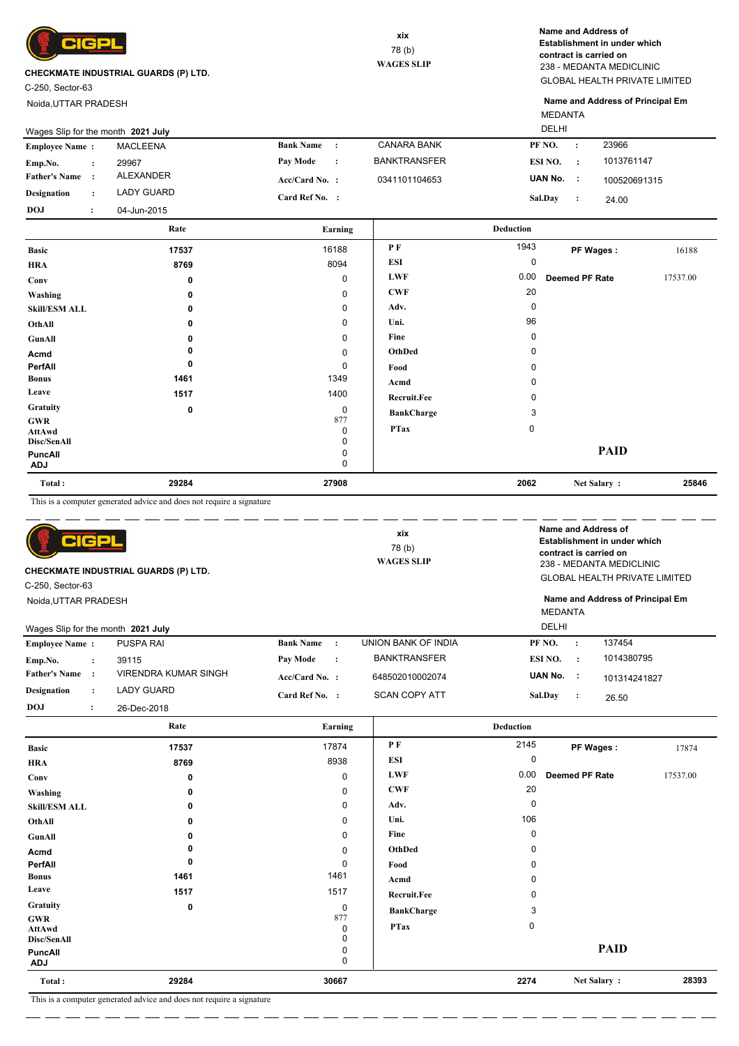**CIGPL**

**CHECKMATE INDUSTRIAL GUARDS (P) LTD.**

C-250, Sector-63

Noida,UTTAR PRADESH

xix

78 (b)

**WAGES SLIP**

**Name and Address of Establishment in under which contract is carried on**

238 - MEDANTA MEDICLINIC

GLOBAL HEALTH PRIVATE LIMITED

**Name and Address of Principal Em**

MEDANTA

DELHI

Wages Slip for the month **2021 July**

| | | | | | |
|---|---|---|---|---|---|
| **Employee Name :** | MACLEENA | **Bank Name :** | CANARA BANK | **PF NO. :** | 23966 |
| **Emp.No. :** | 29967 | **Pay Mode :** | BANKTRANSFER | **ESI NO. :** | 1013761147 |
| **Father's Name :** | ALEXANDER | **Acc/Card No. :** | 0341101104653 | **UAN No. :** | 100520691315 |
| **Designation :** | LADY GUARD | **Card Ref No. :** | | **Sal.Day :** | 24.00 |
| **DOJ :** | 04-Jun-2015 | | | | |

| | Rate | Earning | Deduction | | | |
|---|---|---|---|---|---|---|
| **Basic** | 17537 | 16188 | **P F** | 1943 | **PF Wages :** | 16188 |
| **HRA** | 8769 | 8094 | **ESI** | 0 | | |
| **Conv** | 0 | 0 | **LWF** | 0.00 | **Deemed PF Rate** | 17537.00 |
| **Washing** | 0 | 0 | **CWF** | 20 | | |
| **Skill/ESM ALL** | 0 | 0 | **Adv.** | 0 | | |
| **OthAll** | 0 | 0 | **Uni.** | 96 | | |
| **GunAll** | 0 | 0 | **Fine** | 0 | | |
| **Acmd** | 0 | 0 | **OthDed** | 0 | | |
| **PerfAll** | 0 | 0 | **Food** | 0 | | |
| **Bonus** | 1461 | 1349 | **Acmd** | 0 | | |
| **Leave** | 1517 | 1400 | **Recruit.Fee** | 0 | | |
| **Gratuity** | 0 | 0 | **BankCharge** | 3 | | |
| **GWR** | | 877 | **PTax** | 0 | | |
| **AttAwd** | | 0 | | | | |
| **Disc/SenAll** | | 0 | | | | |
| **PuncAll** | | 0 | | | **PAID** | |
| **ADJ** | | 0 | | | | |
| **Total :** | 29284 | 27908 | | 2062 | **Net Salary :** | 25846 |

This is a computer generated advice and does not require a signature

---

**CIGPL**

**CHECKMATE INDUSTRIAL GUARDS (P) LTD.**

C-250, Sector-63

Noida,UTTAR PRADESH

xix

78 (b)

**WAGES SLIP**

**Name and Address of Establishment in under which contract is carried on**

238 - MEDANTA MEDICLINIC

GLOBAL HEALTH PRIVATE LIMITED

**Name and Address of Principal Em**

MEDANTA

DELHI

Wages Slip for the month **2021 July**

| | | | | | |
|---|---|---|---|---|---|
| **Employee Name :** | PUSPA RAI | **Bank Name :** | UNION BANK OF INDIA | **PF NO. :** | 137454 |
| **Emp.No. :** | 39115 | **Pay Mode :** | BANKTRANSFER | **ESI NO. :** | 1014380795 |
| **Father's Name :** | VIRENDRA KUMAR SINGH | **Acc/Card No. :** | 648502010002074 | **UAN No. :** | 101314241827 |
| **Designation :** | LADY GUARD | **Card Ref No. :** | SCAN COPY ATT | **Sal.Day :** | 26.50 |
| **DOJ :** | 26-Dec-2018 | | | | |

| | Rate | Earning | Deduction | | | |
|---|---|---|---|---|---|---|
| **Basic** | 17537 | 17874 | **P F** | 2145 | **PF Wages :** | 17874 |
| **HRA** | 8769 | 8938 | **ESI** | 0 | | |
| **Conv** | 0 | 0 | **LWF** | 0.00 | **Deemed PF Rate** | 17537.00 |
| **Washing** | 0 | 0 | **CWF** | 20 | | |
| **Skill/ESM ALL** | 0 | 0 | **Adv.** | 0 | | |
| **OthAll** | 0 | 0 | **Uni.** | 106 | | |
| **GunAll** | 0 | 0 | **Fine** | 0 | | |
| **Acmd** | 0 | 0 | **OthDed** | 0 | | |
| **PerfAll** | 0 | 0 | **Food** | 0 | | |
| **Bonus** | 1461 | 1461 | **Acmd** | 0 | | |
| **Leave** | 1517 | 1517 | **Recruit.Fee** | 0 | | |
| **Gratuity** | 0 | 0 | **BankCharge** | 3 | | |
| **GWR** | | 877 | **PTax** | 0 | | |
| **AttAwd** | | 0 | | | | |
| **Disc/SenAll** | | 0 | | | | |
| **PuncAll** | | 0 | | | **PAID** | |
| **ADJ** | | 0 | | | | |
| **Total :** | 29284 | 30667 | | 2274 | **Net Salary :** | 28393 |

This is a computer generated advice and does not require a signature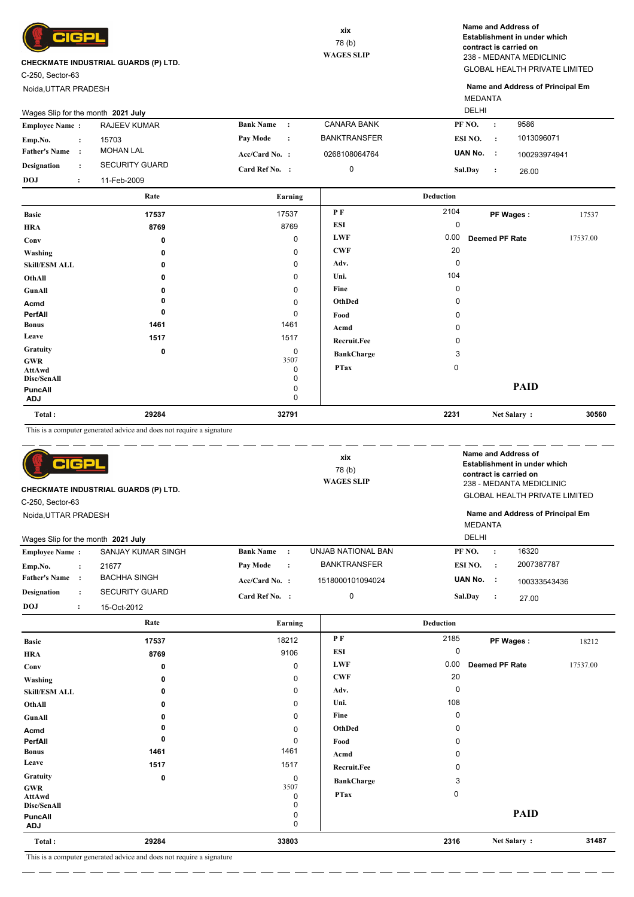**CIGPL**

**CHECKMATE INDUSTRIAL GUARDS (P) LTD.**
C-250, Sector-63
Noida,UTTAR PRADESH

xix
78 (b)
**WAGES SLIP**

**Name and Address of Establishment in under which contract is carried on**
238 - MEDANTA MEDICLINIC
GLOBAL HEALTH PRIVATE LIMITED

**Name and Address of Principal Em**
MEDANTA
DELHI

Wages Slip for the month **2021 July**

| | | | | | |
|---|---|---|---|---|---|
| **Employee Name :** | RAJEEV KUMAR | **Bank Name :** | CANARA BANK | **PF NO. :** | 9586 |
| **Emp.No. :** | 15703 | **Pay Mode :** | BANKTRANSFER | **ESI NO. :** | 1013096071 |
| **Father's Name :** | MOHAN LAL | **Acc/Card No. :** | 0268108064764 | **UAN No. :** | 100293974941 |
| **Designation :** | SECURITY GUARD | **Card Ref No. :** | 0 | **Sal.Day :** | 26.00 |
| **DOJ :** | 11-Feb-2009 | | | | |

| | Rate | Earning | Deduction | | | |
|---|---|---|---|---|---|---|
| **Basic** | 17537 | 17537 | **P F** | 2104 | **PF Wages :** | 17537 |
| **HRA** | 8769 | 8769 | **ESI** | 0 | | |
| **Conv** | 0 | 0 | **LWF** | 0.00 | **Deemed PF Rate** | 17537.00 |
| **Washing** | 0 | 0 | **CWF** | 20 | | |
| **Skill/ESM ALL** | 0 | 0 | **Adv.** | 0 | | |
| **OthAll** | 0 | 0 | **Uni.** | 104 | | |
| **GunAll** | 0 | 0 | **Fine** | 0 | | |
| **Acmd** | 0 | 0 | **OthDed** | 0 | | |
| **PerfAll** | 0 | 0 | **Food** | 0 | | |
| **Bonus** | 1461 | 1461 | **Acmd** | 0 | | |
| **Leave** | 1517 | 1517 | **Recruit.Fee** | 0 | | |
| **Gratuity** | 0 | 0 | **BankCharge** | 3 | | |
| **GWR** | | 3507 | **PTax** | 0 | | |
| **AttAwd** | | 0 | | | | |
| **Disc/SenAll** | | 0 | | | | |
| **PuncAll** | | 0 | | | **PAID** | |
| **ADJ** | | 0 | | | | |
| **Total :** | 29284 | 32791 | | 2231 | **Net Salary :** | 30560 |

This is a computer generated advice and does not require a signature

---

**CIGPL**

**CHECKMATE INDUSTRIAL GUARDS (P) LTD.**
C-250, Sector-63
Noida,UTTAR PRADESH

xix
78 (b)
**WAGES SLIP**

**Name and Address of Establishment in under which contract is carried on**
238 - MEDANTA MEDICLINIC
GLOBAL HEALTH PRIVATE LIMITED

**Name and Address of Principal Em**
MEDANTA
DELHI

Wages Slip for the month **2021 July**

| | | | | | |
|---|---|---|---|---|---|
| **Employee Name :** | SANJAY KUMAR SINGH | **Bank Name :** | UNJAB NATIONAL BAN | **PF NO. :** | 16320 |
| **Emp.No. :** | 21677 | **Pay Mode :** | BANKTRANSFER | **ESI NO. :** | 2007387787 |
| **Father's Name :** | BACHHA SINGH | **Acc/Card No. :** | 1518000101094024 | **UAN No. :** | 100333543436 |
| **Designation :** | SECURITY GUARD | **Card Ref No. :** | 0 | **Sal.Day :** | 27.00 |
| **DOJ :** | 15-Oct-2012 | | | | |

| | Rate | Earning | Deduction | | | |
|---|---|---|---|---|---|---|
| **Basic** | 17537 | 18212 | **P F** | 2185 | **PF Wages :** | 18212 |
| **HRA** | 8769 | 9106 | **ESI** | 0 | | |
| **Conv** | 0 | 0 | **LWF** | 0.00 | **Deemed PF Rate** | 17537.00 |
| **Washing** | 0 | 0 | **CWF** | 20 | | |
| **Skill/ESM ALL** | 0 | 0 | **Adv.** | 0 | | |
| **OthAll** | 0 | 0 | **Uni.** | 108 | | |
| **GunAll** | 0 | 0 | **Fine** | 0 | | |
| **Acmd** | 0 | 0 | **OthDed** | 0 | | |
| **PerfAll** | 0 | 0 | **Food** | 0 | | |
| **Bonus** | 1461 | 1461 | **Acmd** | 0 | | |
| **Leave** | 1517 | 1517 | **Recruit.Fee** | 0 | | |
| **Gratuity** | 0 | 0 | **BankCharge** | 3 | | |
| **GWR** | | 3507 | **PTax** | 0 | | |
| **AttAwd** | | 0 | | | | |
| **Disc/SenAll** | | 0 | | | | |
| **PuncAll** | | 0 | | | **PAID** | |
| **ADJ** | | 0 | | | | |
| **Total :** | 29284 | 33803 | | 2316 | **Net Salary :** | 31487 |

This is a computer generated advice and does not require a signature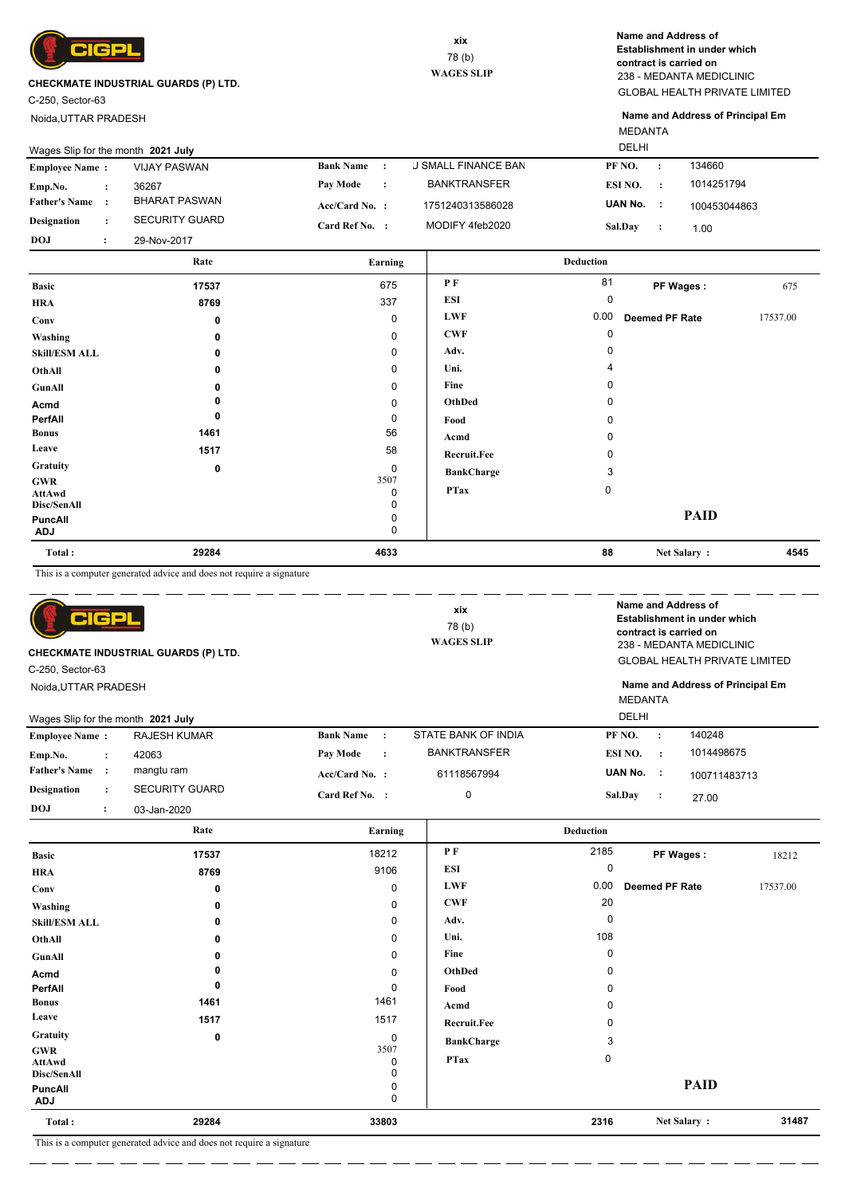**CIGPL**

**CHECKMATE INDUSTRIAL GUARDS (P) LTD.**

C-250, Sector-63

Noida,UTTAR PRADESH

xix

78 (b)

**WAGES SLIP**

**Name and Address of Establishment in under which contract is carried on**

238 - MEDANTA MEDICLINIC

GLOBAL HEALTH PRIVATE LIMITED

**Name and Address of Principal Em**

MEDANTA

DELHI

Wages Slip for the month **2021 July**

| | | | | | |
|---|---|---|---|---|---|
| **Employee Name :** | VIJAY PASWAN | **Bank Name :** | J SMALL FINANCE BAN | **PF NO. :** | 134660 |
| **Emp.No. :** | 36267 | **Pay Mode :** | BANKTRANSFER | **ESI NO. :** | 1014251794 |
| **Father's Name :** | BHARAT PASWAN | **Acc/Card No. :** | 1751240313586028 | **UAN No. :** | 100453044863 |
| **Designation :** | SECURITY GUARD | **Card Ref No. :** | MODIFY 4feb2020 | **Sal.Day :** | 1.00 |
| **DOJ :** | 29-Nov-2017 | | | | |

| | Rate | Earning | Deduction | | | |
|---|---|---|---|---|---|---|
| **Basic** | 17537 | 675 | **P F** | 81 | **PF Wages :** | 675 |
| **HRA** | 8769 | 337 | **ESI** | 0 | | |
| **Conv** | 0 | 0 | **LWF** | 0.00 | **Deemed PF Rate** | 17537.00 |
| **Washing** | 0 | 0 | **CWF** | 0 | | |
| **Skill/ESM ALL** | 0 | 0 | **Adv.** | 0 | | |
| **OthAll** | 0 | 0 | **Uni.** | 4 | | |
| **GunAll** | 0 | 0 | **Fine** | 0 | | |
| **Acmd** | 0 | 0 | **OthDed** | 0 | | |
| **PerfAll** | 0 | 0 | **Food** | 0 | | |
| **Bonus** | 1461 | 56 | **Acmd** | 0 | | |
| **Leave** | 1517 | 58 | **Recruit.Fee** | 0 | | |
| **Gratuity** | 0 | 0 | **BankCharge** | 3 | | |
| **GWR** | | 3507 | **PTax** | 0 | | |
| **AttAwd** | | 0 | | | | |
| **Disc/SenAll** | | 0 | | | | |
| **PuncAll** | | 0 | | | **PAID** | |
| **ADJ** | | 0 | | | | |
| **Total :** | 29284 | 4633 | | 88 | **Net Salary :** | 4545 |

This is a computer generated advice and does not require a signature

---

**CIGPL**

**CHECKMATE INDUSTRIAL GUARDS (P) LTD.**

C-250, Sector-63

Noida,UTTAR PRADESH

xix

78 (b)

**WAGES SLIP**

**Name and Address of Establishment in under which contract is carried on**

238 - MEDANTA MEDICLINIC

GLOBAL HEALTH PRIVATE LIMITED

**Name and Address of Principal Em**

MEDANTA

DELHI

Wages Slip for the month **2021 July**

| | | | | | |
|---|---|---|---|---|---|
| **Employee Name :** | RAJESH KUMAR | **Bank Name :** | STATE BANK OF INDIA | **PF NO. :** | 140248 |
| **Emp.No. :** | 42063 | **Pay Mode :** | BANKTRANSFER | **ESI NO. :** | 1014498675 |
| **Father's Name :** | mangtu ram | **Acc/Card No. :** | 61118567994 | **UAN No. :** | 100711483713 |
| **Designation :** | SECURITY GUARD | **Card Ref No. :** | 0 | **Sal.Day :** | 27.00 |
| **DOJ :** | 03-Jan-2020 | | | | |

| | Rate | Earning | Deduction | | | |
|---|---|---|---|---|---|---|
| **Basic** | 17537 | 18212 | **P F** | 2185 | **PF Wages :** | 18212 |
| **HRA** | 8769 | 9106 | **ESI** | 0 | | |
| **Conv** | 0 | 0 | **LWF** | 0.00 | **Deemed PF Rate** | 17537.00 |
| **Washing** | 0 | 0 | **CWF** | 20 | | |
| **Skill/ESM ALL** | 0 | 0 | **Adv.** | 0 | | |
| **OthAll** | 0 | 0 | **Uni.** | 108 | | |
| **GunAll** | 0 | 0 | **Fine** | 0 | | |
| **Acmd** | 0 | 0 | **OthDed** | 0 | | |
| **PerfAll** | 0 | 0 | **Food** | 0 | | |
| **Bonus** | 1461 | 1461 | **Acmd** | 0 | | |
| **Leave** | 1517 | 1517 | **Recruit.Fee** | 0 | | |
| **Gratuity** | 0 | 0 | **BankCharge** | 3 | | |
| **GWR** | | 3507 | **PTax** | 0 | | |
| **AttAwd** | | 0 | | | | |
| **Disc/SenAll** | | 0 | | | | |
| **PuncAll** | | 0 | | | **PAID** | |
| **ADJ** | | 0 | | | | |
| **Total :** | 29284 | 33803 | | 2316 | **Net Salary :** | 31487 |

This is a computer generated advice and does not require a signature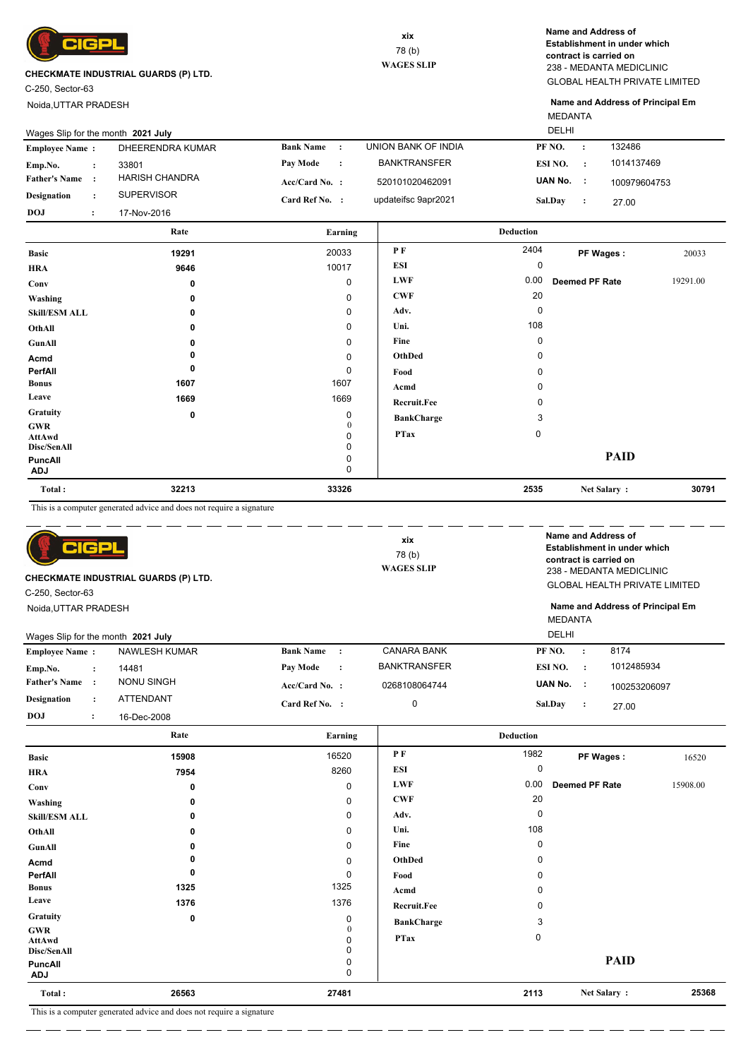CIGPL

**CHECKMATE INDUSTRIAL GUARDS (P) LTD.**

C-250, Sector-63

Noida,UTTAR PRADESH

xix

78 (b)

**WAGES SLIP**

**Name and Address of Establishment in under which contract is carried on**

238 - MEDANTA MEDICLINIC

GLOBAL HEALTH PRIVATE LIMITED

**Name and Address of Principal Em**

MEDANTA

DELHI

Wages Slip for the month **2021 July**

| | | | | | |
|---|---|---|---|---|---|
| **Employee Name :** | DHEERENDRA KUMAR | **Bank Name :** | UNION BANK OF INDIA | **PF NO. :** | 132486 |
| **Emp.No. :** | 33801 | **Pay Mode :** | BANKTRANSFER | **ESI NO. :** | 1014137469 |
| **Father's Name :** | HARISH CHANDRA | **Acc/Card No. :** | 520101020462091 | **UAN No. :** | 100979604753 |
| **Designation :** | SUPERVISOR | **Card Ref No. :** | updateifsc 9apr2021 | **Sal.Day :** | 27.00 |
| **DOJ :** | 17-Nov-2016 | | | | |

| | Rate | Earning | Deduction | | | |
|---|---|---|---|---|---|---|
| **Basic** | 19291 | 20033 | **P F** | 2404 | **PF Wages :** | 20033 |
| **HRA** | 9646 | 10017 | **ESI** | 0 | | |
| **Conv** | 0 | 0 | **LWF** | 0.00 | **Deemed PF Rate** | 19291.00 |
| **Washing** | 0 | 0 | **CWF** | 20 | | |
| **Skill/ESM ALL** | 0 | 0 | **Adv.** | 0 | | |
| **OthAll** | 0 | 0 | **Uni.** | 108 | | |
| **GunAll** | 0 | 0 | **Fine** | 0 | | |
| **Acmd** | 0 | 0 | **OthDed** | 0 | | |
| **PerfAll** | 0 | 0 | **Food** | 0 | | |
| **Bonus** | 1607 | 1607 | **Acmd** | 0 | | |
| **Leave** | 1669 | 1669 | **Recruit.Fee** | 0 | | |
| **Gratuity** | 0 | 0 | **BankCharge** | 3 | | |
| **GWR** | | 0 | **PTax** | 0 | | |
| **AttAwd** | | 0 | | | | |
| **Disc/SenAll** | | 0 | | | | |
| **PuncAll** | | 0 | | | **PAID** | |
| **ADJ** | | 0 | | | | |
| **Total :** | 32213 | 33326 | | 2535 | **Net Salary :** | 30791 |

This is a computer generated advice and does not require a signature

---

CIGPL

**CHECKMATE INDUSTRIAL GUARDS (P) LTD.**

C-250, Sector-63

Noida,UTTAR PRADESH

xix

78 (b)

**WAGES SLIP**

**Name and Address of Establishment in under which contract is carried on**

238 - MEDANTA MEDICLINIC

GLOBAL HEALTH PRIVATE LIMITED

**Name and Address of Principal Em**

MEDANTA

DELHI

Wages Slip for the month **2021 July**

| | | | | | |
|---|---|---|---|---|---|
| **Employee Name :** | NAWLESH KUMAR | **Bank Name :** | CANARA BANK | **PF NO. :** | 8174 |
| **Emp.No. :** | 14481 | **Pay Mode :** | BANKTRANSFER | **ESI NO. :** | 1012485934 |
| **Father's Name :** | NONU SINGH | **Acc/Card No. :** | 0268108064744 | **UAN No. :** | 100253206097 |
| **Designation :** | ATTENDANT | **Card Ref No. :** | 0 | **Sal.Day :** | 27.00 |
| **DOJ :** | 16-Dec-2008 | | | | |

| | Rate | Earning | Deduction | | | |
|---|---|---|---|---|---|---|
| **Basic** | 15908 | 16520 | **P F** | 1982 | **PF Wages :** | 16520 |
| **HRA** | 7954 | 8260 | **ESI** | 0 | | |
| **Conv** | 0 | 0 | **LWF** | 0.00 | **Deemed PF Rate** | 15908.00 |
| **Washing** | 0 | 0 | **CWF** | 20 | | |
| **Skill/ESM ALL** | 0 | 0 | **Adv.** | 0 | | |
| **OthAll** | 0 | 0 | **Uni.** | 108 | | |
| **GunAll** | 0 | 0 | **Fine** | 0 | | |
| **Acmd** | 0 | 0 | **OthDed** | 0 | | |
| **PerfAll** | 0 | 0 | **Food** | 0 | | |
| **Bonus** | 1325 | 1325 | **Acmd** | 0 | | |
| **Leave** | 1376 | 1376 | **Recruit.Fee** | 0 | | |
| **Gratuity** | 0 | 0 | **BankCharge** | 3 | | |
| **GWR** | | 0 | **PTax** | 0 | | |
| **AttAwd** | | 0 | | | | |
| **Disc/SenAll** | | 0 | | | | |
| **PuncAll** | | 0 | | | **PAID** | |
| **ADJ** | | 0 | | | | |
| **Total :** | 26563 | 27481 | | 2113 | **Net Salary :** | 25368 |

This is a computer generated advice and does not require a signature